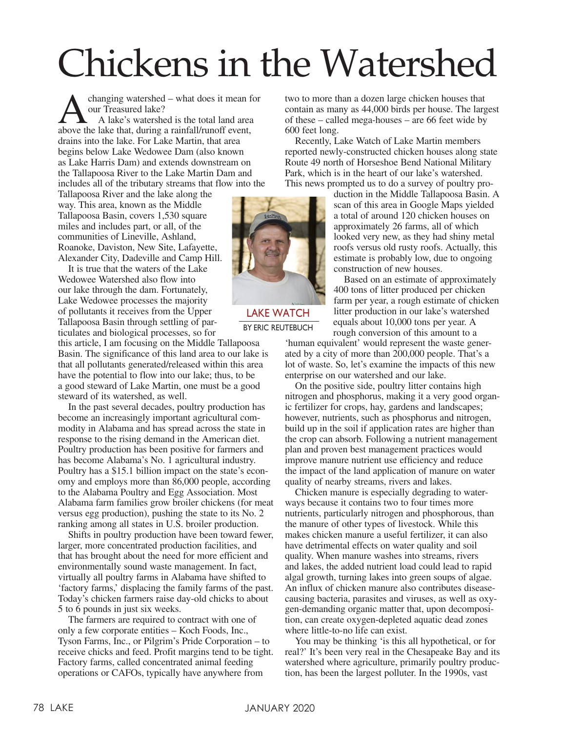# Chickens in the Watershed

LAKE WATCH

BY ERIC REUTEBUCH

A changing watershed – what does it mean for our Treasured lake?

A lake's watershed is the total land area above the lake that, during a rainfall/runoff event, drains into the lake. For Lake Martin, that area begins below Lake Wedowee Dam (also known as Lake Harris Dam) and extends downstream on the Tallapoosa River to the Lake Martin Dam and includes all of the tributary streams that flow into the Tallapoosa River and the lake along the way. This area, known as the Middle Tallapoosa Basin, covers 1,530 square miles and includes part, or all, of the communities of Lineville, Ashland, Roanoke, Daviston, New Site, Lafayette, Alexander City, Dadeville and Camp Hill.

It is true that the waters of the Lake Wedowee Watershed also flow into our lake through the dam. Fortunately, Lake Wedowee processes the majority of pollutants it receives from the Upper Tallapoosa Basin through settling of particulates and biological processes, so for this article, I am focusing on the Middle Tallapoosa Basin. The significance of this land area to our lake is that all pollutants generated/released within this area have the potential to flow into our lake; thus, to be a good steward of Lake Martin, one must be a good steward of its watershed, as well.

In the past several decades, poultry production has become an increasingly important agricultural commodity in Alabama and has spread across the state in response to the rising demand in the American diet. Poultry production has been positive for farmers and has become Alabama's No. 1 agricultural industry. Poultry has a $15.1 billion impact on the state's economy and employs more than 86,000 people, according to the Alabama Poultry and Egg Association. Most Alabama farm families grow broiler chickens (for meat versus egg production), pushing the state to its No. 2 ranking among all states in U.S. broiler production.

Shifts in poultry production have been toward fewer, larger, more concentrated production facilities, and that has brought about the need for more efficient and environmentally sound waste management. In fact, virtually all poultry farms in Alabama have shifted to 'factory farms,' displacing the family farms of the past. Today's chicken farmers raise day-old chicks to about 5 to 6 pounds in just six weeks.

The farmers are required to contract with one of only a few corporate entities – Koch Foods, Inc., Tyson Farms, Inc., or Pilgrim's Pride Corporation – to receive chicks and feed. Profit margins tend to be tight. Factory farms, called concentrated animal feeding operations or CAFOs, typically have anywhere from two to more than a dozen large chicken houses that contain as many as 44,000 birds per house. The largest of these – called mega-houses – are 66 feet wide by 600 feet long.

Recently, Lake Watch of Lake Martin members reported newly-constructed chicken houses along state Route 49 north of Horseshoe Bend National Military Park, which is in the heart of our lake's watershed. This news prompted us to do a survey of poultry production in the Middle Tallapoosa Basin. A scan of this area in Google Maps yielded a total of around 120 chicken houses on approximately 26 farms, all of which looked very new, as they had shiny metal roofs versus old rusty roofs. Actually, this estimate is probably low, due to ongoing construction of new houses.

Based on an estimate of approximately 400 tons of litter produced per chicken farm per year, a rough estimate of chicken litter production in our lake's watershed equals about 10,000 tons per year. A rough conversion of this amount to a 'human equivalent' would represent the waste generated by a city of more than 200,000 people. That's a lot of waste. So, let's examine the impacts of this new enterprise on our watershed and our lake.

On the positive side, poultry litter contains high nitrogen and phosphorus, making it a very good organic fertilizer for crops, hay, gardens and landscapes; however, nutrients, such as phosphorus and nitrogen, build up in the soil if application rates are higher than the crop can absorb. Following a nutrient management plan and proven best management practices would improve manure nutrient use efficiency and reduce the impact of the land application of manure on water quality of nearby streams, rivers and lakes.

Chicken manure is especially degrading to waterways because it contains two to four times more nutrients, particularly nitrogen and phosphorous, than the manure of other types of livestock. While this makes chicken manure a useful fertilizer, it can also have detrimental effects on water quality and soil quality. When manure washes into streams, rivers and lakes, the added nutrient load could lead to rapid algal growth, turning lakes into green soups of algae. An influx of chicken manure also contributes disease-causing bacteria, parasites and viruses, as well as oxygen-demanding organic matter that, upon decomposition, can create oxygen-depleted aquatic dead zones where little-to-no life can exist.

You may be thinking 'is this all hypothetical, or for real?' It's been very real in the Chesapeake Bay and its watershed where agriculture, primarily poultry production, has been the largest polluter. In the 1990s, vast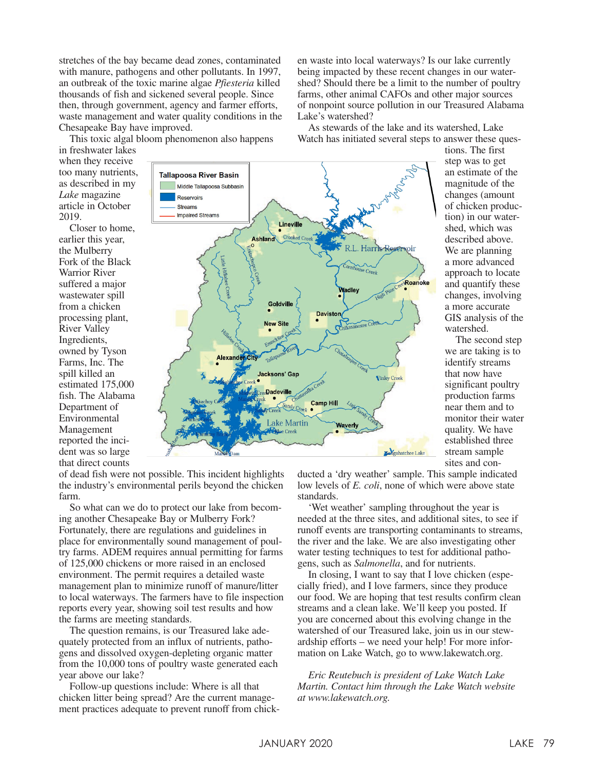stretches of the bay became dead zones, contaminated with manure, pathogens and other pollutants. In 1997, an outbreak of the toxic marine algae *Pfiesteria* killed thousands of fish and sickened several people. Since then, through government, agency and farmer efforts, waste management and water quality conditions in the Chesapeake Bay have improved.

This toxic algal bloom phenomenon also happens in freshwater lakes when they receive too many nutrients, as described in my *Lake* magazine article in October 2019.

Closer to home, earlier this year, the Mulberry Fork of the Black Warrior River suffered a major wastewater spill from a chicken processing plant, River Valley Ingredients, owned by Tyson Farms, Inc. The spill killed an estimated 175,000 fish. The Alabama Department of Environmental Management reported the incident was so large that direct counts of dead fish were not possible. This incident highlights the industry's environmental perils beyond the chicken farm.

Tallapoosa River Basin
Middle Tallapoosa Subbasin
Reservoirs
Streams
Impaired Streams
Lineville
Ashland
Crooked Creek
R.L. Harris Reservoir
Cornhouse Creek
Wadley
Roanoke
High Pine Creek
Goldville
Daviston
New Site
Chikasanoxee Creek
Emuckfaw Creek
Alexander City
Tallapoosa River
Chattahospee Creek
Jacksons' Gap
Vinley Creek
Dadeville
Camp Hill
Little Sandy Creek
Sandy Creek
Lake Martin
Waverly
Martin Dam
Saugahatchee Lake
Little Hillabee Creek
Enitachopco Creek
Hillabee Creek

So what can we do to protect our lake from becoming another Chesapeake Bay or Mulberry Fork? Fortunately, there are regulations and guidelines in place for environmentally sound management of poultry farms. ADEM requires annual permitting for farms of 125,000 chickens or more raised in an enclosed environment. The permit requires a detailed waste management plan to minimize runoff of manure/litter to local waterways. The farmers have to file inspection reports every year, showing soil test results and how the farms are meeting standards.

The question remains, is our Treasured lake adequately protected from an influx of nutrients, pathogens and dissolved oxygen-depleting organic matter from the 10,000 tons of poultry waste generated each year above our lake?

Follow-up questions include: Where is all that chicken litter being spread? Are the current management practices adequate to prevent runoff from chicken waste into local waterways? Is our lake currently being impacted by these recent changes in our watershed? Should there be a limit to the number of poultry farms, other animal CAFOs and other major sources of nonpoint source pollution in our Treasured Alabama Lake's watershed?

As stewards of the lake and its watershed, Lake Watch has initiated several steps to answer these questions. The first step was to get an estimate of the magnitude of the changes (amount of chicken production) in our watershed, which was described above. We are planning a more advanced approach to locate and quantify these changes, involving a more accurate GIS analysis of the watershed.

The second step we are taking is to identify streams that now have significant poultry production farms near them and to monitor their water quality. We have established three stream sample sites and conducted a 'dry weather' sample. This sample indicated low levels of *E. coli*, none of which were above state standards.

'Wet weather' sampling throughout the year is needed at the three sites, and additional sites, to see if runoff events are transporting contaminants to streams, the river and the lake. We are also investigating other water testing techniques to test for additional pathogens, such as *Salmonella*, and for nutrients.

In closing, I want to say that I love chicken (especially fried), and I love farmers, since they produce our food. We are hoping that test results confirm clean streams and a clean lake. We'll keep you posted. If you are concerned about this evolving change in the watershed of our Treasured lake, join us in our stewardship efforts – we need your help! For more information on Lake Watch, go to www.lakewatch.org.

*Eric Reutebuch is president of Lake Watch Lake Martin. Contact him through the Lake Watch website at www.lakewatch.org.*